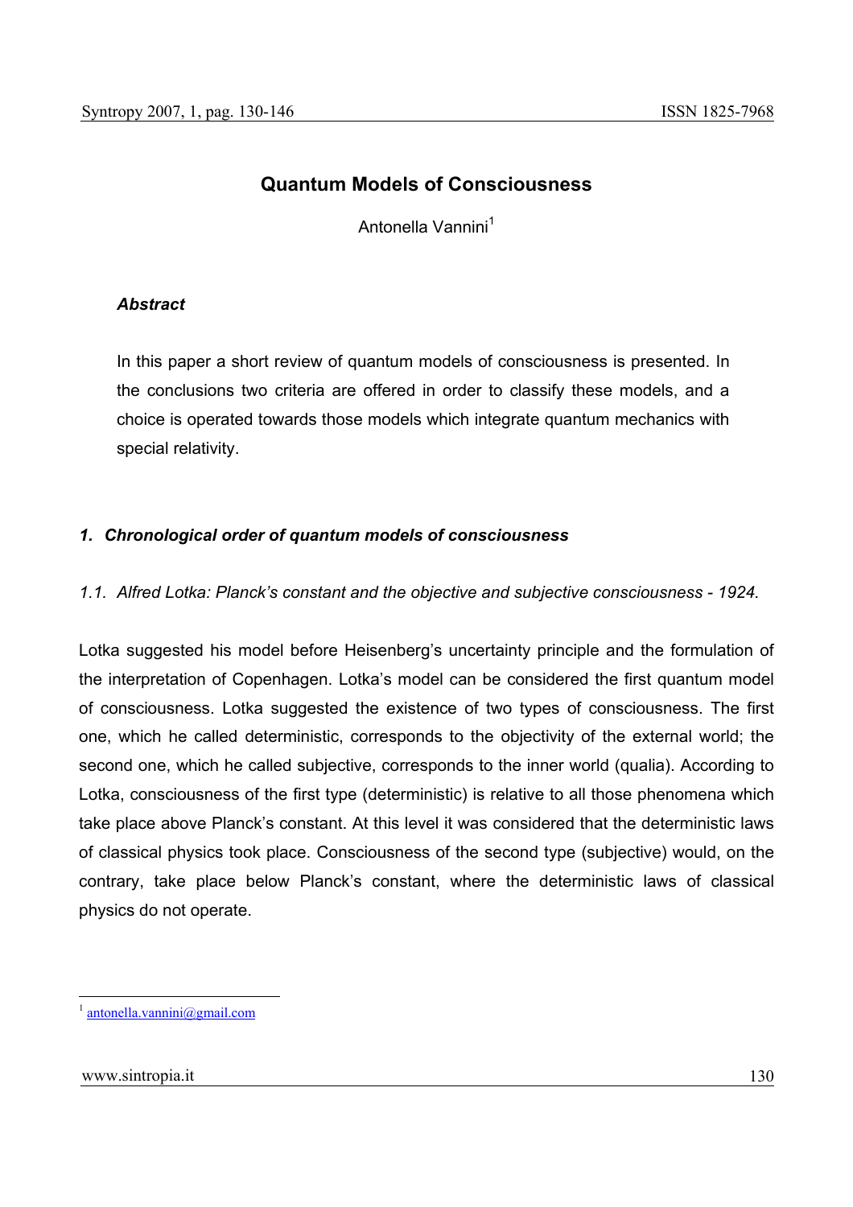# Quantum Models of Consciousness

Antonella Vannini[1]

***Abstract***

In this paper a short review of quantum models of consciousness is presented. In the conclusions two criteria are offered in order to classify these models, and a choice is operated towards those models which integrate quantum mechanics with special relativity.

## *1. Chronological order of quantum models of consciousness*

### *1.1. Alfred Lotka: Planck's constant and the objective and subjective consciousness - 1924.*

Lotka suggested his model before Heisenberg's uncertainty principle and the formulation of the interpretation of Copenhagen. Lotka's model can be considered the first quantum model of consciousness. Lotka suggested the existence of two types of consciousness. The first one, which he called deterministic, corresponds to the objectivity of the external world; the second one, which he called subjective, corresponds to the inner world (qualia). According to Lotka, consciousness of the first type (deterministic) is relative to all those phenomena which take place above Planck's constant. At this level it was considered that the deterministic laws of classical physics took place. Consciousness of the second type (subjective) would, on the contrary, take place below Planck's constant, where the deterministic laws of classical physics do not operate.

[1] antonella.vannini@gmail.com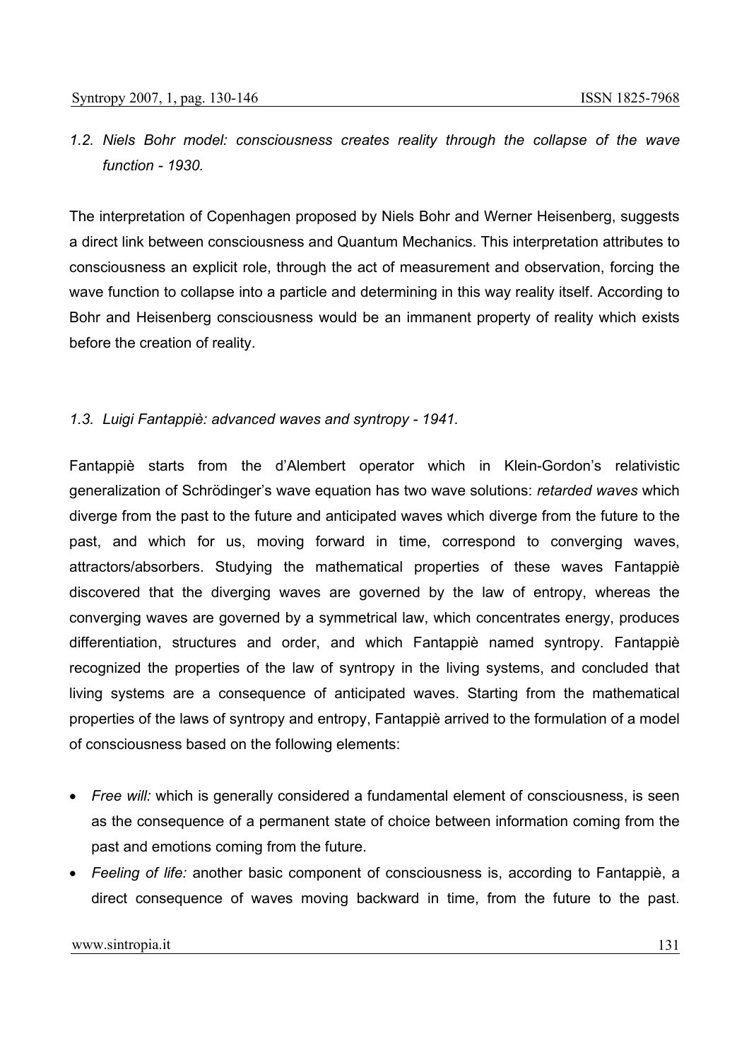*1.2. Niels Bohr model: consciousness creates reality through the collapse of the wave function - 1930.*

The interpretation of Copenhagen proposed by Niels Bohr and Werner Heisenberg, suggests a direct link between consciousness and Quantum Mechanics. This interpretation attributes to consciousness an explicit role, through the act of measurement and observation, forcing the wave function to collapse into a particle and determining in this way reality itself. According to Bohr and Heisenberg consciousness would be an immanent property of reality which exists before the creation of reality.

*1.3. Luigi Fantappiè: advanced waves and syntropy - 1941.*

Fantappiè starts from the d'Alembert operator which in Klein-Gordon's relativistic generalization of Schrödinger's wave equation has two wave solutions: *retarded waves* which diverge from the past to the future and anticipated waves which diverge from the future to the past, and which for us, moving forward in time, correspond to converging waves, attractors/absorbers. Studying the mathematical properties of these waves Fantappiè discovered that the diverging waves are governed by the law of entropy, whereas the converging waves are governed by a symmetrical law, which concentrates energy, produces differentiation, structures and order, and which Fantappiè named syntropy. Fantappiè recognized the properties of the law of syntropy in the living systems, and concluded that living systems are a consequence of anticipated waves. Starting from the mathematical properties of the laws of syntropy and entropy, Fantappiè arrived to the formulation of a model of consciousness based on the following elements:

- *Free will:* which is generally considered a fundamental element of consciousness, is seen as the consequence of a permanent state of choice between information coming from the past and emotions coming from the future.
- *Feeling of life:* another basic component of consciousness is, according to Fantappiè, a direct consequence of waves moving backward in time, from the future to the past.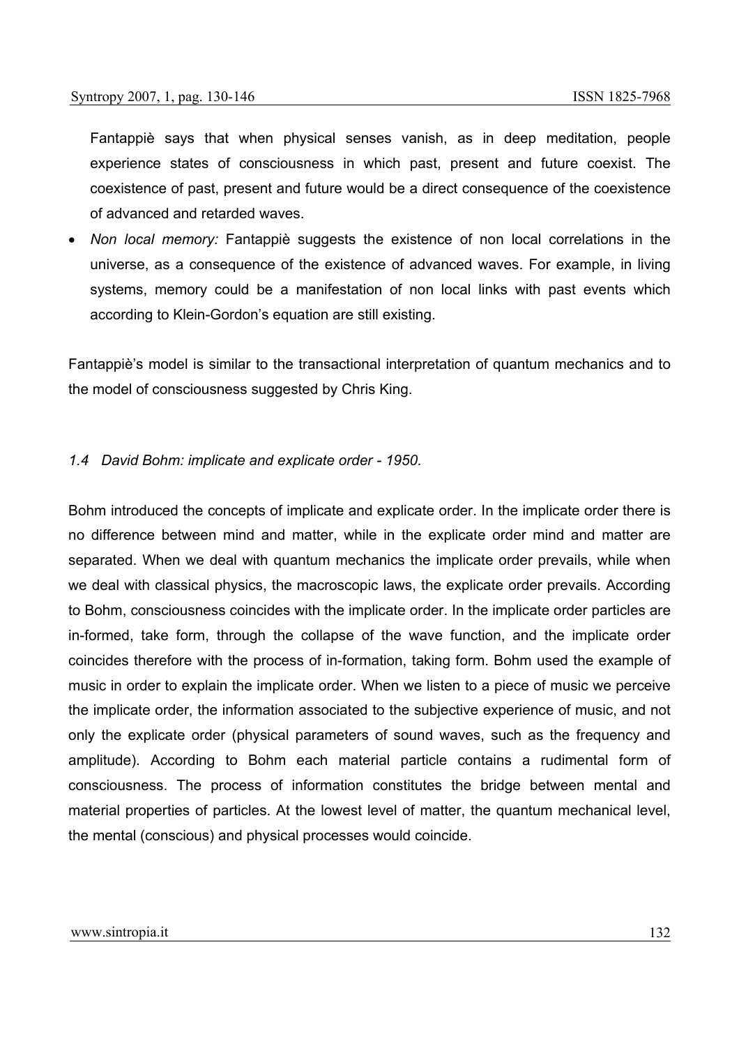Fantappiè says that when physical senses vanish, as in deep meditation, people experience states of consciousness in which past, present and future coexist. The coexistence of past, present and future would be a direct consequence of the coexistence of advanced and retarded waves.

- *Non local memory:* Fantappiè suggests the existence of non local correlations in the universe, as a consequence of the existence of advanced waves. For example, in living systems, memory could be a manifestation of non local links with past events which according to Klein-Gordon's equation are still existing.

Fantappiè's model is similar to the transactional interpretation of quantum mechanics and to the model of consciousness suggested by Chris King.

### *1.4 David Bohm: implicate and explicate order - 1950.*

Bohm introduced the concepts of implicate and explicate order. In the implicate order there is no difference between mind and matter, while in the explicate order mind and matter are separated. When we deal with quantum mechanics the implicate order prevails, while when we deal with classical physics, the macroscopic laws, the explicate order prevails. According to Bohm, consciousness coincides with the implicate order. In the implicate order particles are in-formed, take form, through the collapse of the wave function, and the implicate order coincides therefore with the process of in-formation, taking form. Bohm used the example of music in order to explain the implicate order. When we listen to a piece of music we perceive the implicate order, the information associated to the subjective experience of music, and not only the explicate order (physical parameters of sound waves, such as the frequency and amplitude). According to Bohm each material particle contains a rudimental form of consciousness. The process of information constitutes the bridge between mental and material properties of particles. At the lowest level of matter, the quantum mechanical level, the mental (conscious) and physical processes would coincide.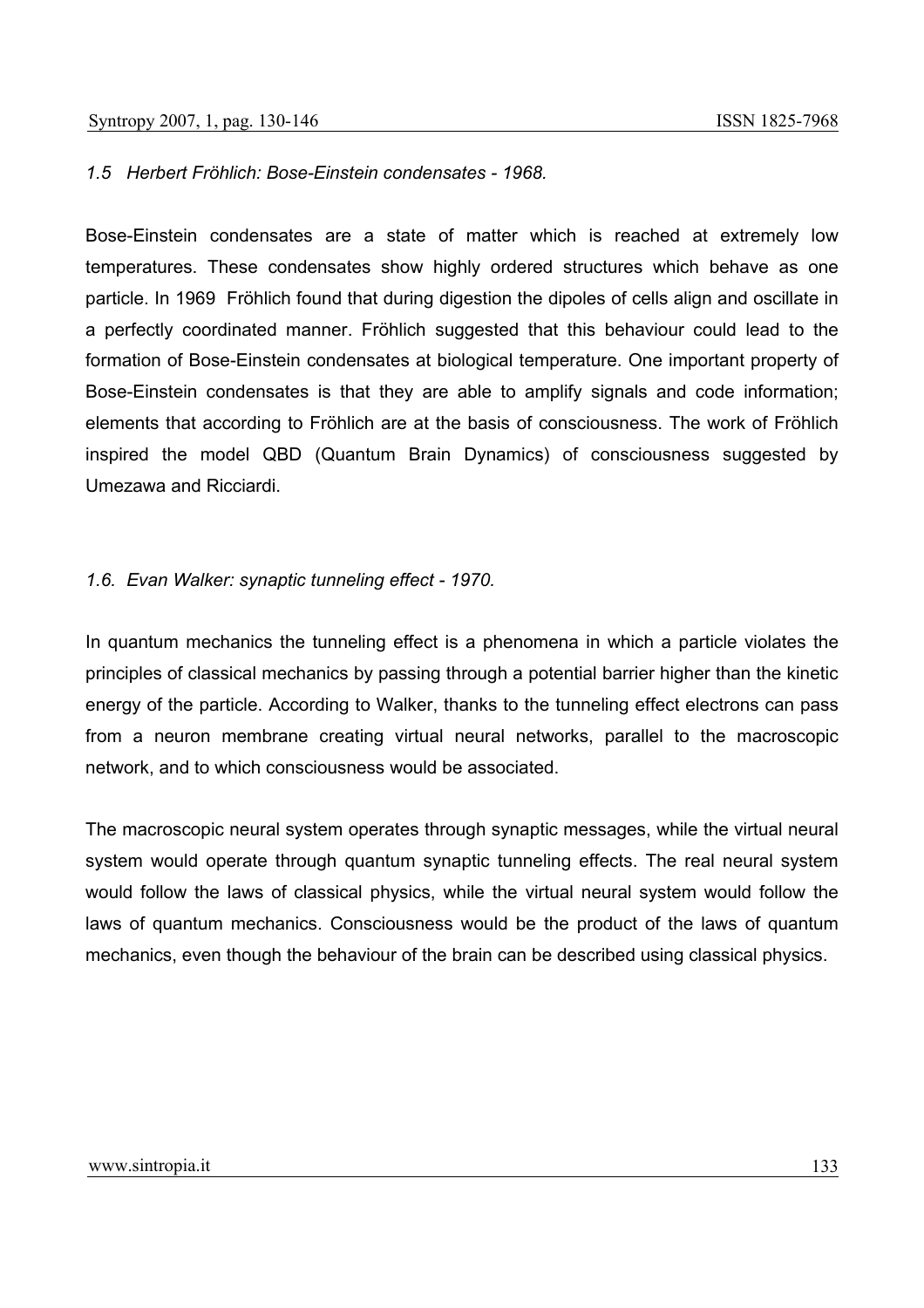### *1.5 Herbert Fröhlich: Bose-Einstein condensates - 1968.*

Bose-Einstein condensates are a state of matter which is reached at extremely low temperatures. These condensates show highly ordered structures which behave as one particle. In 1969 Fröhlich found that during digestion the dipoles of cells align and oscillate in a perfectly coordinated manner. Fröhlich suggested that this behaviour could lead to the formation of Bose-Einstein condensates at biological temperature. One important property of Bose-Einstein condensates is that they are able to amplify signals and code information; elements that according to Fröhlich are at the basis of consciousness. The work of Fröhlich inspired the model QBD (Quantum Brain Dynamics) of consciousness suggested by Umezawa and Ricciardi.

### *1.6. Evan Walker: synaptic tunneling effect - 1970.*

In quantum mechanics the tunneling effect is a phenomena in which a particle violates the principles of classical mechanics by passing through a potential barrier higher than the kinetic energy of the particle. According to Walker, thanks to the tunneling effect electrons can pass from a neuron membrane creating virtual neural networks, parallel to the macroscopic network, and to which consciousness would be associated.

The macroscopic neural system operates through synaptic messages, while the virtual neural system would operate through quantum synaptic tunneling effects. The real neural system would follow the laws of classical physics, while the virtual neural system would follow the laws of quantum mechanics. Consciousness would be the product of the laws of quantum mechanics, even though the behaviour of the brain can be described using classical physics.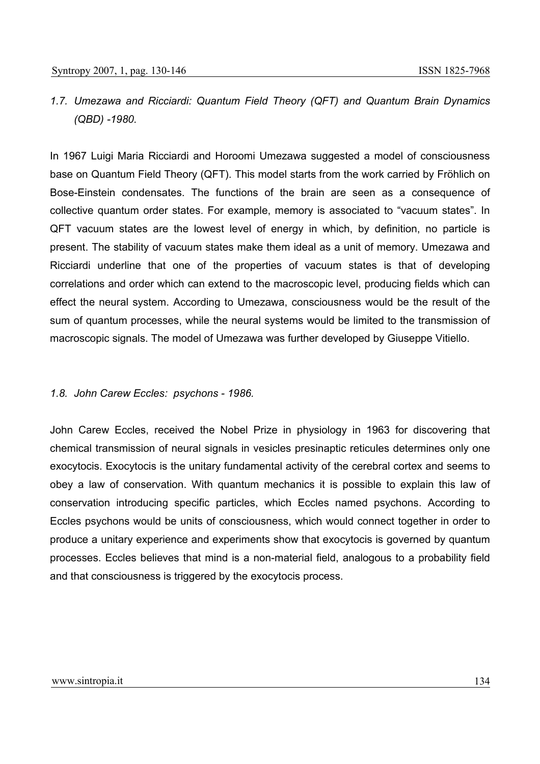*1.7. Umezawa and Ricciardi: Quantum Field Theory (QFT) and Quantum Brain Dynamics (QBD) -1980.*

In 1967 Luigi Maria Ricciardi and Horoomi Umezawa suggested a model of consciousness base on Quantum Field Theory (QFT). This model starts from the work carried by Fröhlich on Bose-Einstein condensates. The functions of the brain are seen as a consequence of collective quantum order states. For example, memory is associated to "vacuum states". In QFT vacuum states are the lowest level of energy in which, by definition, no particle is present. The stability of vacuum states make them ideal as a unit of memory. Umezawa and Ricciardi underline that one of the properties of vacuum states is that of developing correlations and order which can extend to the macroscopic level, producing fields which can effect the neural system. According to Umezawa, consciousness would be the result of the sum of quantum processes, while the neural systems would be limited to the transmission of macroscopic signals. The model of Umezawa was further developed by Giuseppe Vitiello.

*1.8. John Carew Eccles: psychons - 1986.*

John Carew Eccles, received the Nobel Prize in physiology in 1963 for discovering that chemical transmission of neural signals in vesicles presinaptic reticules determines only one exocytocis. Exocytocis is the unitary fundamental activity of the cerebral cortex and seems to obey a law of conservation. With quantum mechanics it is possible to explain this law of conservation introducing specific particles, which Eccles named psychons. According to Eccles psychons would be units of consciousness, which would connect together in order to produce a unitary experience and experiments show that exocytocis is governed by quantum processes. Eccles believes that mind is a non-material field, analogous to a probability field and that consciousness is triggered by the exocytocis process.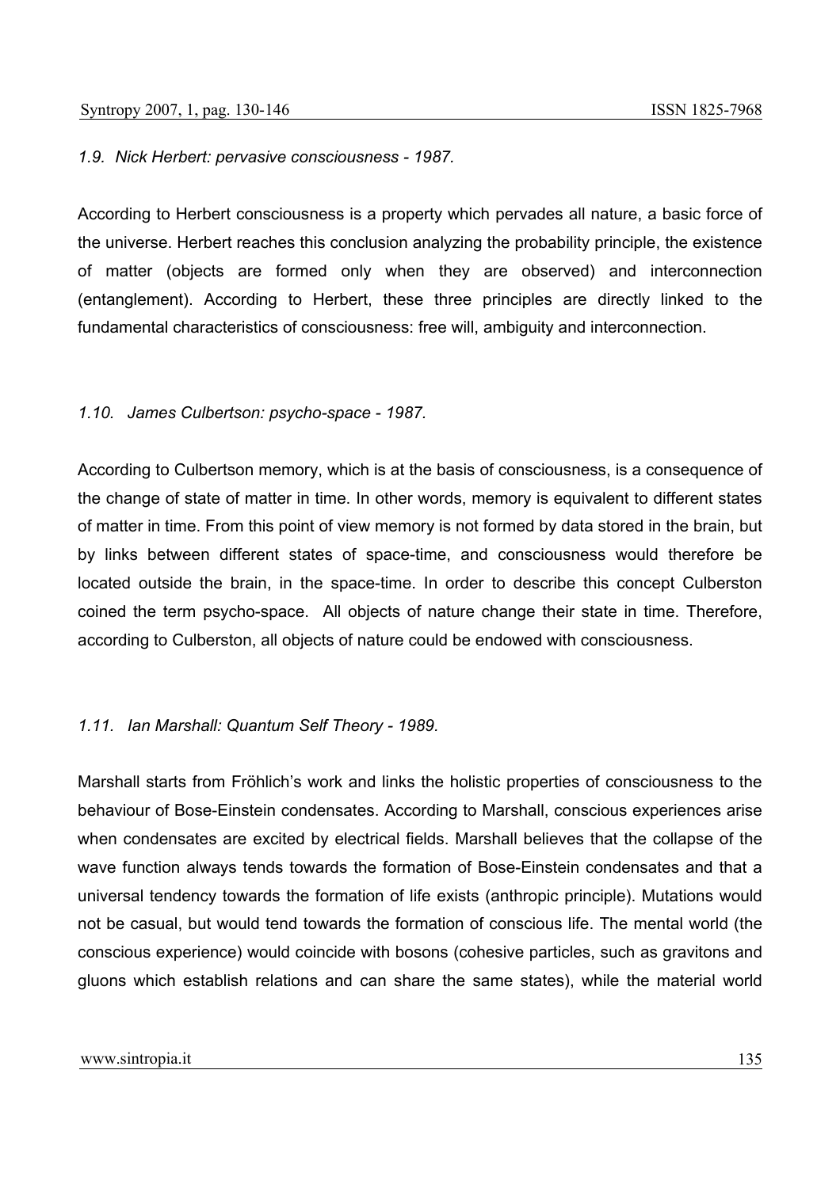### *1.9. Nick Herbert: pervasive consciousness - 1987.*

According to Herbert consciousness is a property which pervades all nature, a basic force of the universe. Herbert reaches this conclusion analyzing the probability principle, the existence of matter (objects are formed only when they are observed) and interconnection (entanglement). According to Herbert, these three principles are directly linked to the fundamental characteristics of consciousness: free will, ambiguity and interconnection.

### *1.10. James Culbertson: psycho-space - 1987.*

According to Culbertson memory, which is at the basis of consciousness, is a consequence of the change of state of matter in time. In other words, memory is equivalent to different states of matter in time. From this point of view memory is not formed by data stored in the brain, but by links between different states of space-time, and consciousness would therefore be located outside the brain, in the space-time. In order to describe this concept Culberston coined the term psycho-space. All objects of nature change their state in time. Therefore, according to Culberston, all objects of nature could be endowed with consciousness.

### *1.11. Ian Marshall: Quantum Self Theory - 1989.*

Marshall starts from Fröhlich's work and links the holistic properties of consciousness to the behaviour of Bose-Einstein condensates. According to Marshall, conscious experiences arise when condensates are excited by electrical fields. Marshall believes that the collapse of the wave function always tends towards the formation of Bose-Einstein condensates and that a universal tendency towards the formation of life exists (anthropic principle). Mutations would not be casual, but would tend towards the formation of conscious life. The mental world (the conscious experience) would coincide with bosons (cohesive particles, such as gravitons and gluons which establish relations and can share the same states), while the material world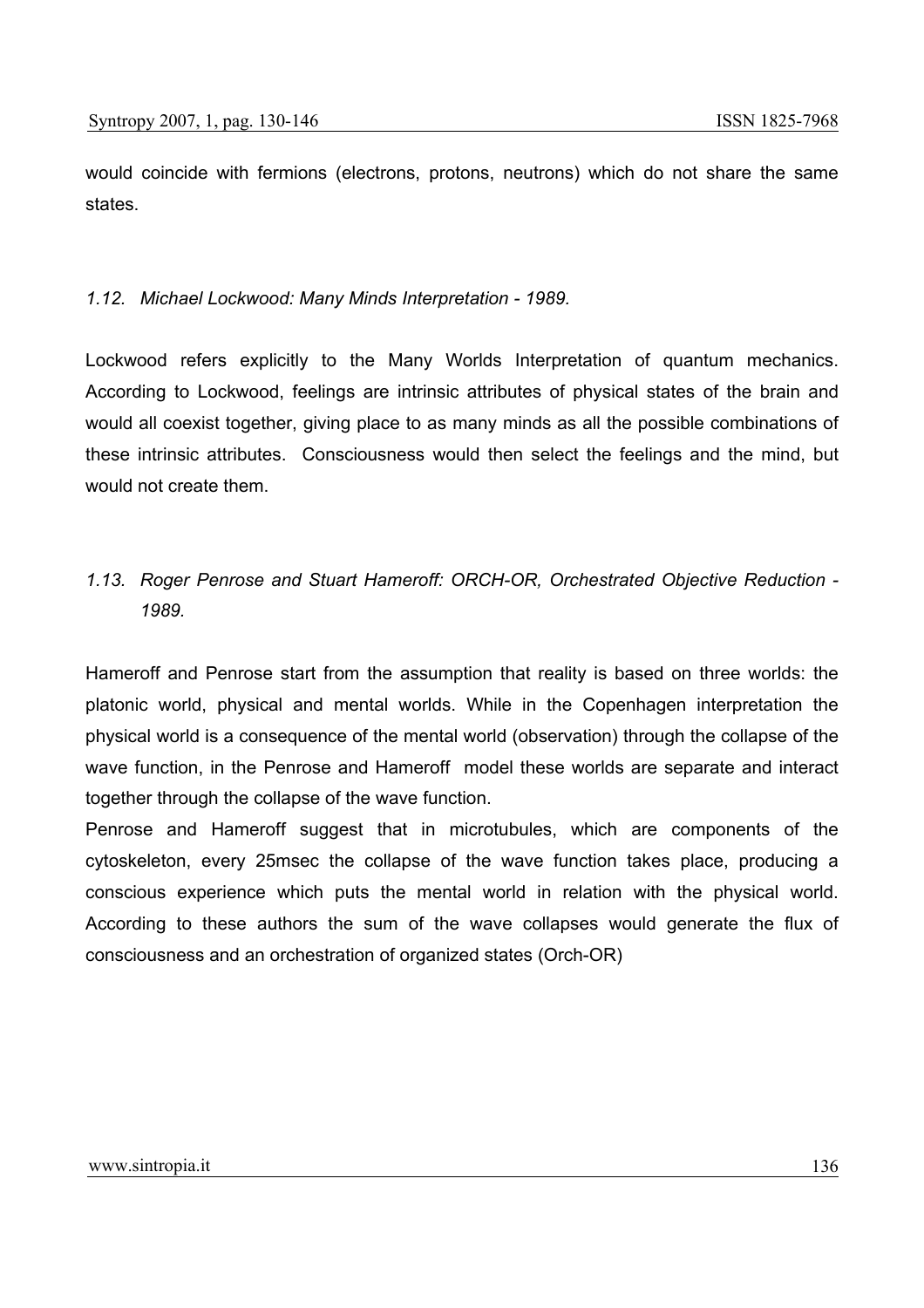would coincide with fermions (electrons, protons, neutrons) which do not share the same states.

### *1.12. Michael Lockwood: Many Minds Interpretation - 1989.*

Lockwood refers explicitly to the Many Worlds Interpretation of quantum mechanics. According to Lockwood, feelings are intrinsic attributes of physical states of the brain and would all coexist together, giving place to as many minds as all the possible combinations of these intrinsic attributes. Consciousness would then select the feelings and the mind, but would not create them.

### *1.13. Roger Penrose and Stuart Hameroff: ORCH-OR, Orchestrated Objective Reduction - 1989.*

Hameroff and Penrose start from the assumption that reality is based on three worlds: the platonic world, physical and mental worlds. While in the Copenhagen interpretation the physical world is a consequence of the mental world (observation) through the collapse of the wave function, in the Penrose and Hameroff model these worlds are separate and interact together through the collapse of the wave function.

Penrose and Hameroff suggest that in microtubules, which are components of the cytoskeleton, every 25msec the collapse of the wave function takes place, producing a conscious experience which puts the mental world in relation with the physical world. According to these authors the sum of the wave collapses would generate the flux of consciousness and an orchestration of organized states (Orch-OR)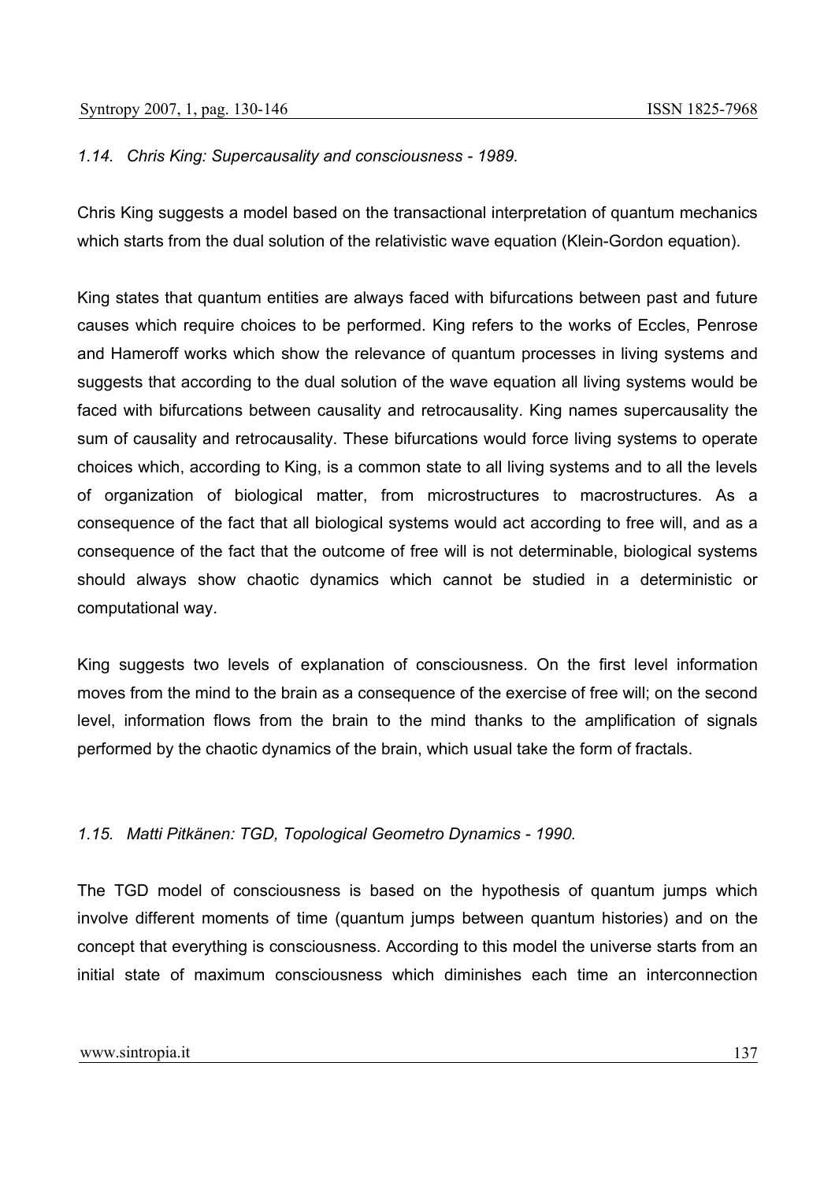*1.14. Chris King: Supercausality and consciousness - 1989.*

Chris King suggests a model based on the transactional interpretation of quantum mechanics which starts from the dual solution of the relativistic wave equation (Klein-Gordon equation).

King states that quantum entities are always faced with bifurcations between past and future causes which require choices to be performed. King refers to the works of Eccles, Penrose and Hameroff works which show the relevance of quantum processes in living systems and suggests that according to the dual solution of the wave equation all living systems would be faced with bifurcations between causality and retrocausality. King names supercausality the sum of causality and retrocausality. These bifurcations would force living systems to operate choices which, according to King, is a common state to all living systems and to all the levels of organization of biological matter, from microstructures to macrostructures. As a consequence of the fact that all biological systems would act according to free will, and as a consequence of the fact that the outcome of free will is not determinable, biological systems should always show chaotic dynamics which cannot be studied in a deterministic or computational way.

King suggests two levels of explanation of consciousness. On the first level information moves from the mind to the brain as a consequence of the exercise of free will; on the second level, information flows from the brain to the mind thanks to the amplification of signals performed by the chaotic dynamics of the brain, which usual take the form of fractals.

*1.15. Matti Pitkänen: TGD, Topological Geometro Dynamics - 1990.*

The TGD model of consciousness is based on the hypothesis of quantum jumps which involve different moments of time (quantum jumps between quantum histories) and on the concept that everything is consciousness. According to this model the universe starts from an initial state of maximum consciousness which diminishes each time an interconnection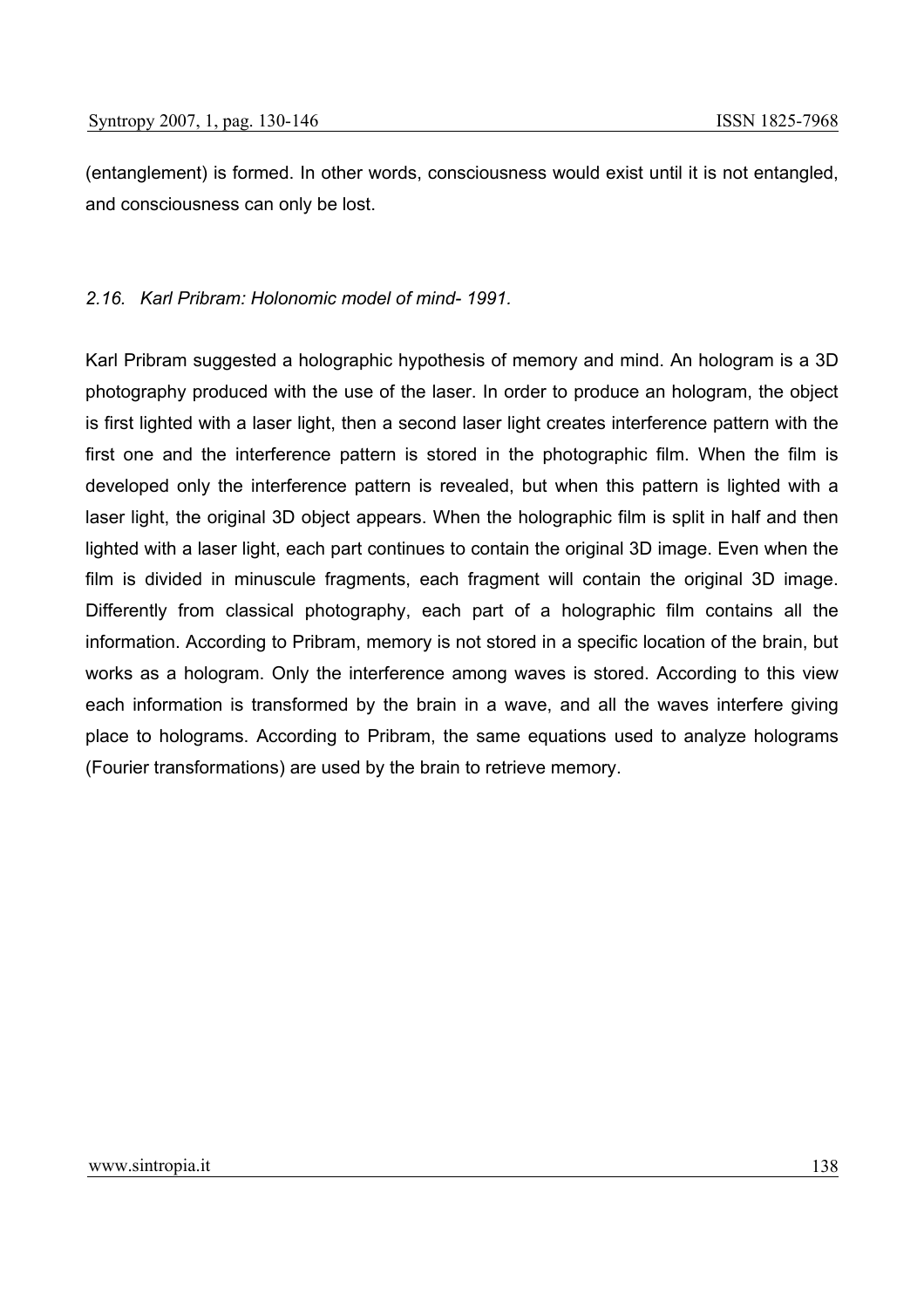(entanglement) is formed. In other words, consciousness would exist until it is not entangled, and consciousness can only be lost.

### *2.16. Karl Pribram: Holonomic model of mind- 1991.*

Karl Pribram suggested a holographic hypothesis of memory and mind. An hologram is a 3D photography produced with the use of the laser. In order to produce an hologram, the object is first lighted with a laser light, then a second laser light creates interference pattern with the first one and the interference pattern is stored in the photographic film. When the film is developed only the interference pattern is revealed, but when this pattern is lighted with a laser light, the original 3D object appears. When the holographic film is split in half and then lighted with a laser light, each part continues to contain the original 3D image. Even when the film is divided in minuscule fragments, each fragment will contain the original 3D image. Differently from classical photography, each part of a holographic film contains all the information. According to Pribram, memory is not stored in a specific location of the brain, but works as a hologram. Only the interference among waves is stored. According to this view each information is transformed by the brain in a wave, and all the waves interfere giving place to holograms. According to Pribram, the same equations used to analyze holograms (Fourier transformations) are used by the brain to retrieve memory.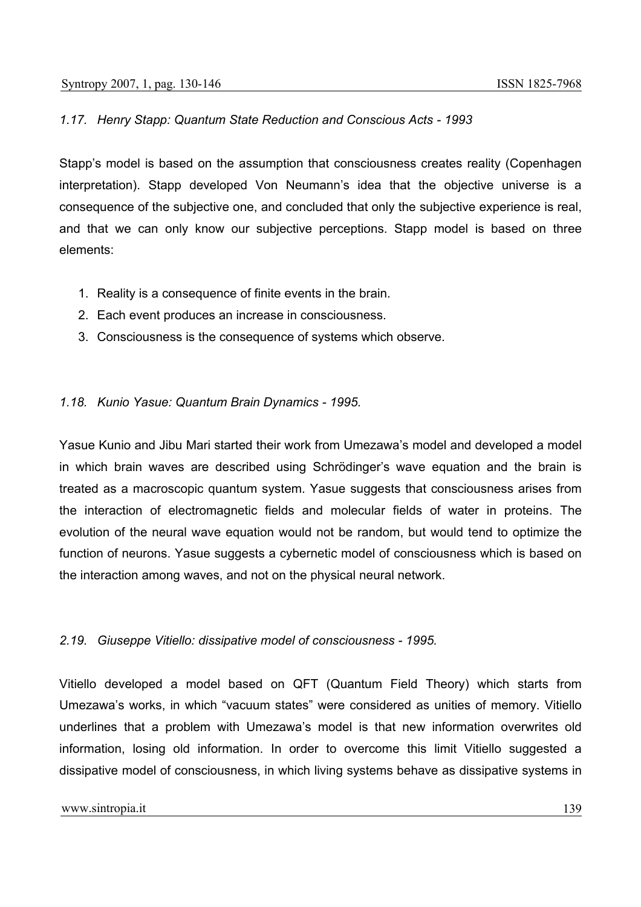### *1.17. Henry Stapp: Quantum State Reduction and Conscious Acts - 1993*

Stapp's model is based on the assumption that consciousness creates reality (Copenhagen interpretation). Stapp developed Von Neumann's idea that the objective universe is a consequence of the subjective one, and concluded that only the subjective experience is real, and that we can only know our subjective perceptions. Stapp model is based on three elements:

1. Reality is a consequence of finite events in the brain.
2. Each event produces an increase in consciousness.
3. Consciousness is the consequence of systems which observe.

### *1.18. Kunio Yasue: Quantum Brain Dynamics - 1995.*

Yasue Kunio and Jibu Mari started their work from Umezawa's model and developed a model in which brain waves are described using Schrödinger's wave equation and the brain is treated as a macroscopic quantum system. Yasue suggests that consciousness arises from the interaction of electromagnetic fields and molecular fields of water in proteins. The evolution of the neural wave equation would not be random, but would tend to optimize the function of neurons. Yasue suggests a cybernetic model of consciousness which is based on the interaction among waves, and not on the physical neural network.

### *2.19. Giuseppe Vitiello: dissipative model of consciousness - 1995.*

Vitiello developed a model based on QFT (Quantum Field Theory) which starts from Umezawa's works, in which "vacuum states" were considered as unities of memory. Vitiello underlines that a problem with Umezawa's model is that new information overwrites old information, losing old information. In order to overcome this limit Vitiello suggested a dissipative model of consciousness, in which living systems behave as dissipative systems in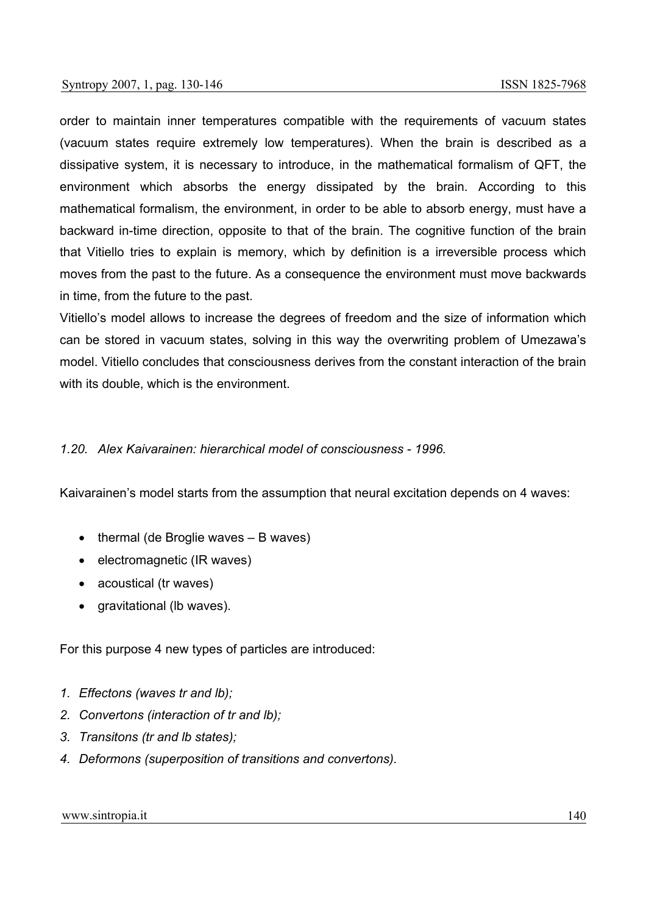order to maintain inner temperatures compatible with the requirements of vacuum states (vacuum states require extremely low temperatures). When the brain is described as a dissipative system, it is necessary to introduce, in the mathematical formalism of QFT, the environment which absorbs the energy dissipated by the brain. According to this mathematical formalism, the environment, in order to be able to absorb energy, must have a backward in-time direction, opposite to that of the brain. The cognitive function of the brain that Vitiello tries to explain is memory, which by definition is a irreversible process which moves from the past to the future. As a consequence the environment must move backwards in time, from the future to the past.

Vitiello's model allows to increase the degrees of freedom and the size of information which can be stored in vacuum states, solving in this way the overwriting problem of Umezawa's model. Vitiello concludes that consciousness derives from the constant interaction of the brain with its double, which is the environment.

### *1.20. Alex Kaivarainen: hierarchical model of consciousness - 1996.*

Kaivarainen's model starts from the assumption that neural excitation depends on 4 waves:

- thermal (de Broglie waves – B waves)
- electromagnetic (IR waves)
- acoustical (tr waves)
- gravitational (lb waves).

For this purpose 4 new types of particles are introduced:

1. *Effectons (waves tr and lb);*
2. *Convertons (interaction of tr and lb);*
3. *Transitons (tr and lb states);*
4. *Deformons (superposition of transitions and convertons).*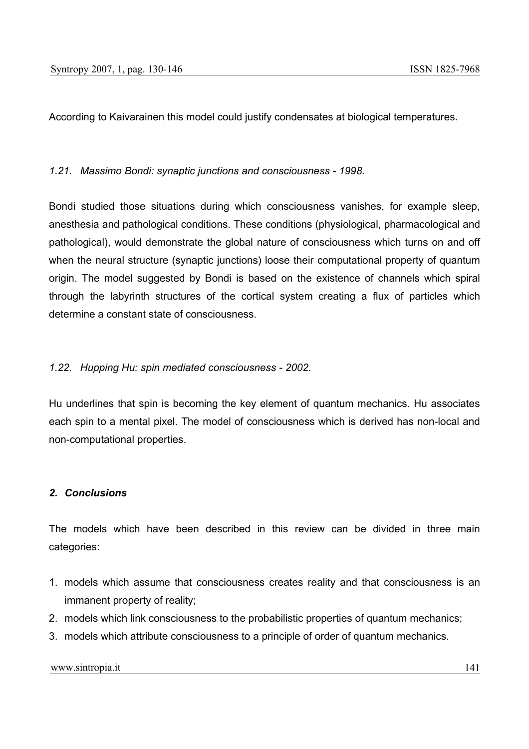According to Kaivarainen this model could justify condensates at biological temperatures.

### *1.21. Massimo Bondi: synaptic junctions and consciousness - 1998.*

Bondi studied those situations during which consciousness vanishes, for example sleep, anesthesia and pathological conditions. These conditions (physiological, pharmacological and pathological), would demonstrate the global nature of consciousness which turns on and off when the neural structure (synaptic junctions) loose their computational property of quantum origin. The model suggested by Bondi is based on the existence of channels which spiral through the labyrinth structures of the cortical system creating a flux of particles which determine a constant state of consciousness.

### *1.22. Hupping Hu: spin mediated consciousness - 2002.*

Hu underlines that spin is becoming the key element of quantum mechanics. Hu associates each spin to a mental pixel. The model of consciousness which is derived has non-local and non-computational properties.

## ***2. Conclusions***

The models which have been described in this review can be divided in three main categories:

1. models which assume that consciousness creates reality and that consciousness is an immanent property of reality;
2. models which link consciousness to the probabilistic properties of quantum mechanics;
3. models which attribute consciousness to a principle of order of quantum mechanics.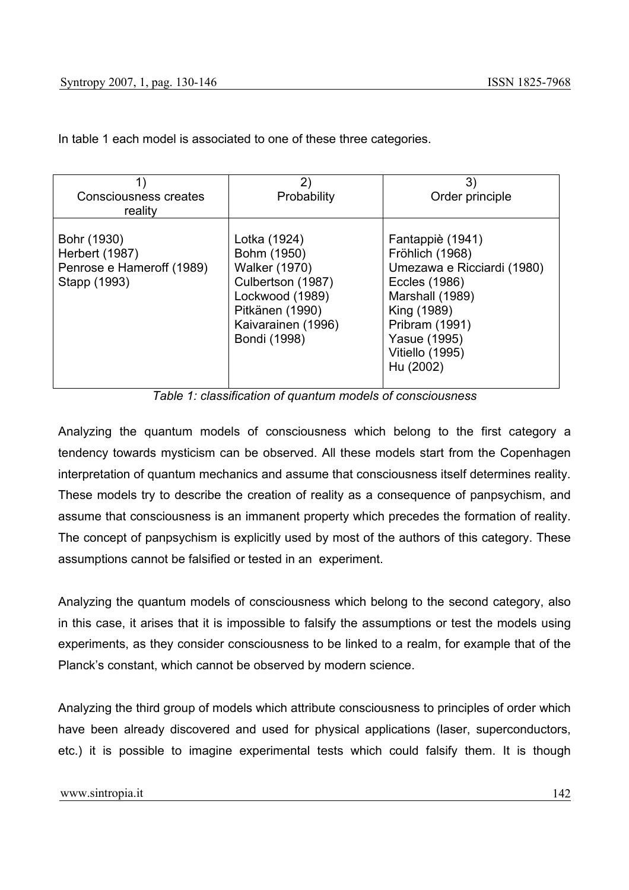In table 1 each model is associated to one of these three categories.

| 1) Consciousness creates reality | 2) Probability | 3) Order principle |
|---|---|---|
| Bohr (1930)<br>Herbert (1987)<br>Penrose e Hameroff (1989)<br>Stapp (1993) | Lotka (1924)<br>Bohm (1950)<br>Walker (1970)<br>Culbertson (1987)<br>Lockwood (1989)<br>Pitkänen (1990)<br>Kaivarainen (1996)<br>Bondi (1998) | Fantappiè (1941)<br>Fröhlich (1968)<br>Umezawa e Ricciardi (1980)<br>Eccles (1986)<br>Marshall (1989)<br>King (1989)<br>Pribram (1991)<br>Yasue (1995)<br>Vitiello (1995)<br>Hu (2002) |

*Table 1: classification of quantum models of consciousness*

Analyzing the quantum models of consciousness which belong to the first category a tendency towards mysticism can be observed. All these models start from the Copenhagen interpretation of quantum mechanics and assume that consciousness itself determines reality. These models try to describe the creation of reality as a consequence of panpsychism, and assume that consciousness is an immanent property which precedes the formation of reality. The concept of panpsychism is explicitly used by most of the authors of this category. These assumptions cannot be falsified or tested in an experiment.

Analyzing the quantum models of consciousness which belong to the second category, also in this case, it arises that it is impossible to falsify the assumptions or test the models using experiments, as they consider consciousness to be linked to a realm, for example that of the Planck's constant, which cannot be observed by modern science.

Analyzing the third group of models which attribute consciousness to principles of order which have been already discovered and used for physical applications (laser, superconductors, etc.) it is possible to imagine experimental tests which could falsify them. It is though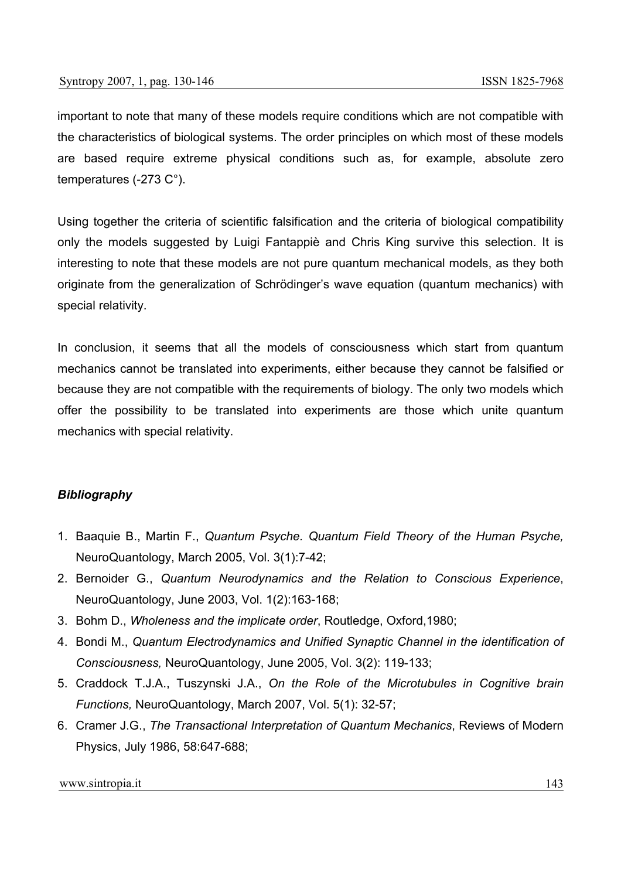important to note that many of these models require conditions which are not compatible with the characteristics of biological systems. The order principles on which most of these models are based require extreme physical conditions such as, for example, absolute zero temperatures (-273 C°).

Using together the criteria of scientific falsification and the criteria of biological compatibility only the models suggested by Luigi Fantappiè and Chris King survive this selection. It is interesting to note that these models are not pure quantum mechanical models, as they both originate from the generalization of Schrödinger's wave equation (quantum mechanics) with special relativity.

In conclusion, it seems that all the models of consciousness which start from quantum mechanics cannot be translated into experiments, either because they cannot be falsified or because they are not compatible with the requirements of biology. The only two models which offer the possibility to be translated into experiments are those which unite quantum mechanics with special relativity.

### *Bibliography*

1. Baaquie B., Martin F., *Quantum Psyche. Quantum Field Theory of the Human Psyche,* NeuroQuantology, March 2005, Vol. 3(1):7-42;
2. Bernoider G., *Quantum Neurodynamics and the Relation to Conscious Experience*, NeuroQuantology, June 2003, Vol. 1(2):163-168;
3. Bohm D., *Wholeness and the implicate order*, Routledge, Oxford,1980;
4. Bondi M., *Quantum Electrodynamics and Unified Synaptic Channel in the identification of Consciousness,* NeuroQuantology, June 2005, Vol. 3(2): 119-133;
5. Craddock T.J.A., Tuszynski J.A., *On the Role of the Microtubules in Cognitive brain Functions,* NeuroQuantology, March 2007, Vol. 5(1): 32-57;
6. Cramer J.G., *The Transactional Interpretation of Quantum Mechanics*, Reviews of Modern Physics, July 1986, 58:647-688;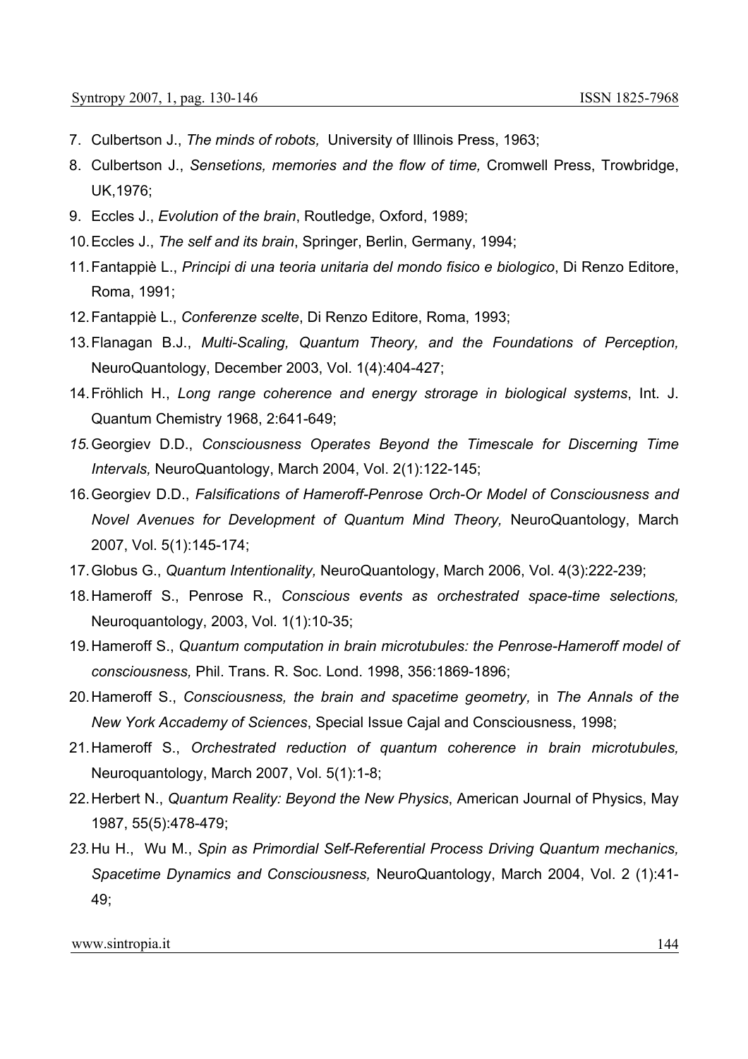7. Culbertson J., *The minds of robots,* University of Illinois Press, 1963;
8. Culbertson J., *Sensetions, memories and the flow of time,* Cromwell Press, Trowbridge, UK,1976;
9. Eccles J., *Evolution of the brain*, Routledge, Oxford, 1989;
10. Eccles J., *The self and its brain*, Springer, Berlin, Germany, 1994;
11. Fantappiè L., *Principi di una teoria unitaria del mondo fisico e biologico*, Di Renzo Editore, Roma, 1991;
12. Fantappiè L., *Conferenze scelte*, Di Renzo Editore, Roma, 1993;
13. Flanagan B.J., *Multi-Scaling, Quantum Theory, and the Foundations of Perception,* NeuroQuantology, December 2003, Vol. 1(4):404-427;
14. Fröhlich H., *Long range coherence and energy strorage in biological systems*, Int. J. Quantum Chemistry 1968, 2:641-649;
15. Georgiev D.D., *Consciousness Operates Beyond the Timescale for Discerning Time Intervals,* NeuroQuantology, March 2004, Vol. 2(1):122-145;
16. Georgiev D.D., *Falsifications of Hameroff-Penrose Orch-Or Model of Consciousness and Novel Avenues for Development of Quantum Mind Theory,* NeuroQuantology, March 2007, Vol. 5(1):145-174;
17. Globus G., *Quantum Intentionality,* NeuroQuantology, March 2006, Vol. 4(3):222-239;
18. Hameroff S., Penrose R., *Conscious events as orchestrated space-time selections,* Neuroquantology, 2003, Vol. 1(1):10-35;
19. Hameroff S., *Quantum computation in brain microtubules: the Penrose-Hameroff model of consciousness,* Phil. Trans. R. Soc. Lond. 1998, 356:1869-1896;
20. Hameroff S., *Consciousness, the brain and spacetime geometry,* in *The Annals of the New York Accademy of Sciences*, Special Issue Cajal and Consciousness, 1998;
21. Hameroff S., *Orchestrated reduction of quantum coherence in brain microtubules,* Neuroquantology, March 2007, Vol. 5(1):1-8;
22. Herbert N., *Quantum Reality: Beyond the New Physics*, American Journal of Physics, May 1987, 55(5):478-479;
23. Hu H., Wu M., *Spin as Primordial Self-Referential Process Driving Quantum mechanics, Spacetime Dynamics and Consciousness,* NeuroQuantology, March 2004, Vol. 2 (1):41-49;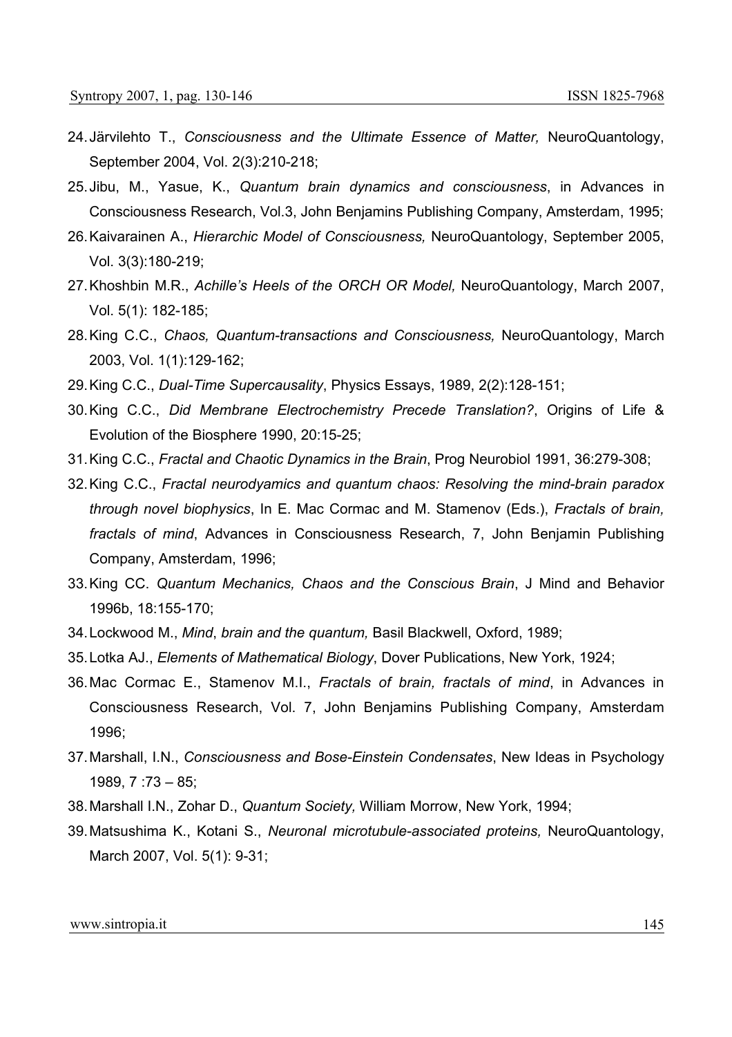24. Järvilehto T., *Consciousness and the Ultimate Essence of Matter,* NeuroQuantology, September 2004, Vol. 2(3):210-218;
25. Jibu, M., Yasue, K., *Quantum brain dynamics and consciousness*, in Advances in Consciousness Research, Vol.3, John Benjamins Publishing Company, Amsterdam, 1995;
26. Kaivarainen A., *Hierarchic Model of Consciousness,* NeuroQuantology, September 2005, Vol. 3(3):180-219;
27. Khoshbin M.R., *Achille's Heels of the ORCH OR Model,* NeuroQuantology, March 2007, Vol. 5(1): 182-185;
28. King C.C., *Chaos, Quantum-transactions and Consciousness,* NeuroQuantology, March 2003, Vol. 1(1):129-162;
29. King C.C., *Dual-Time Supercausality*, Physics Essays, 1989, 2(2):128-151;
30. King C.C., *Did Membrane Electrochemistry Precede Translation?*, Origins of Life & Evolution of the Biosphere 1990, 20:15-25;
31. King C.C., *Fractal and Chaotic Dynamics in the Brain*, Prog Neurobiol 1991, 36:279-308;
32. King C.C., *Fractal neurodyamics and quantum chaos: Resolving the mind-brain paradox through novel biophysics*, In E. Mac Cormac and M. Stamenov (Eds.), *Fractals of brain, fractals of mind*, Advances in Consciousness Research, 7, John Benjamin Publishing Company, Amsterdam, 1996;
33. King CC. *Quantum Mechanics, Chaos and the Conscious Brain*, J Mind and Behavior 1996b, 18:155-170;
34. Lockwood M., *Mind*, *brain and the quantum,* Basil Blackwell, Oxford, 1989;
35. Lotka AJ., *Elements of Mathematical Biology*, Dover Publications, New York, 1924;
36. Mac Cormac E., Stamenov M.I., *Fractals of brain, fractals of mind*, in Advances in Consciousness Research, Vol. 7, John Benjamins Publishing Company, Amsterdam 1996;
37. Marshall, I.N., *Consciousness and Bose-Einstein Condensates*, New Ideas in Psychology 1989, 7 :73 – 85;
38. Marshall I.N., Zohar D., *Quantum Society,* William Morrow, New York, 1994;
39. Matsushima K., Kotani S., *Neuronal microtubule-associated proteins,* NeuroQuantology, March 2007, Vol. 5(1): 9-31;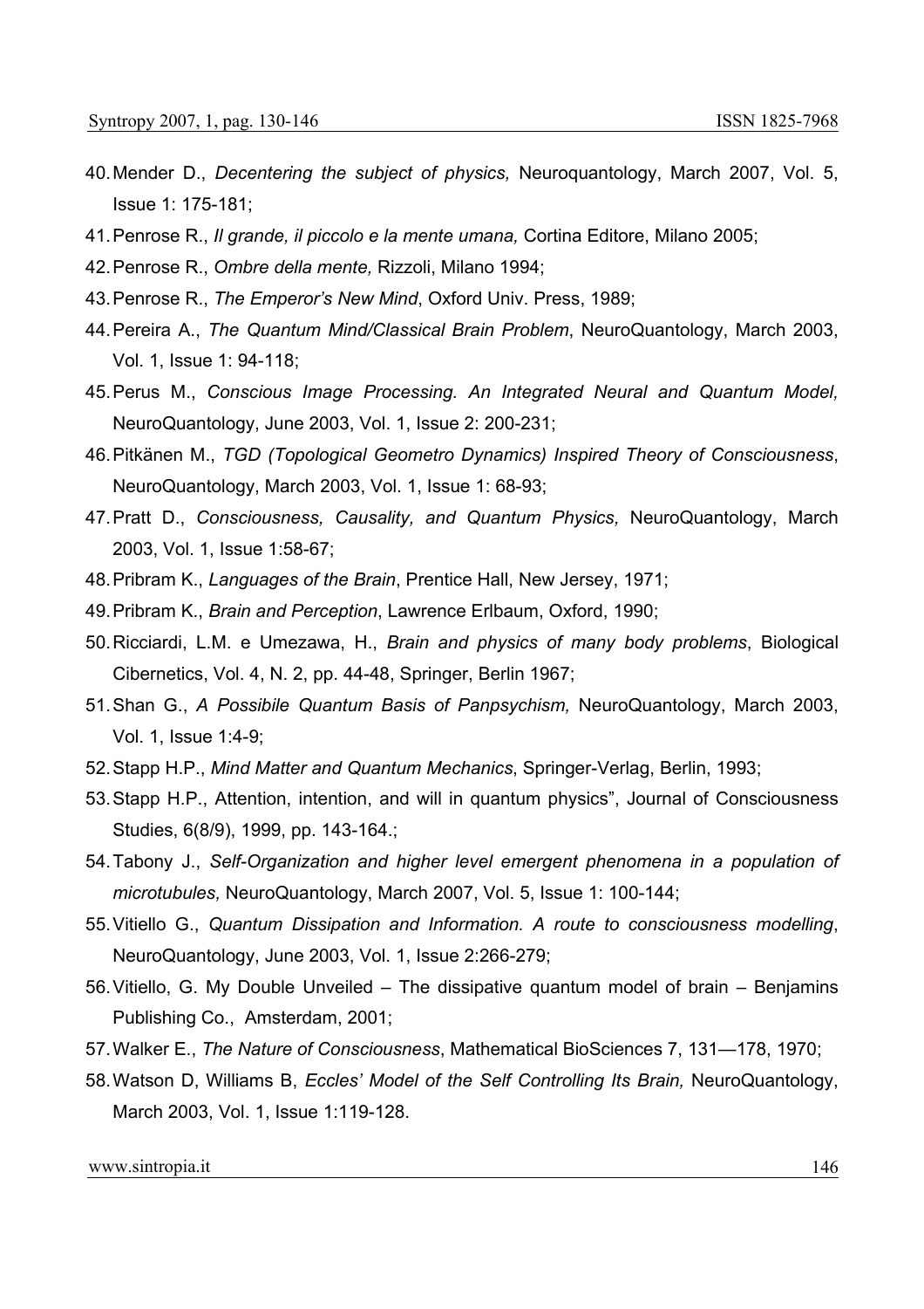40. Mender D., *Decentering the subject of physics,* Neuroquantology, March 2007, Vol. 5, Issue 1: 175-181;
41. Penrose R., *Il grande, il piccolo e la mente umana,* Cortina Editore, Milano 2005;
42. Penrose R., *Ombre della mente,* Rizzoli, Milano 1994;
43. Penrose R., *The Emperor's New Mind*, Oxford Univ. Press, 1989;
44. Pereira A., *The Quantum Mind/Classical Brain Problem*, NeuroQuantology, March 2003, Vol. 1, Issue 1: 94-118;
45. Perus M., *Conscious Image Processing. An Integrated Neural and Quantum Model,* NeuroQuantology, June 2003, Vol. 1, Issue 2: 200-231;
46. Pitkänen M., *TGD (Topological Geometro Dynamics) Inspired Theory of Consciousness*, NeuroQuantology, March 2003, Vol. 1, Issue 1: 68-93;
47. Pratt D., *Consciousness, Causality, and Quantum Physics,* NeuroQuantology, March 2003, Vol. 1, Issue 1:58-67;
48. Pribram K., *Languages of the Brain*, Prentice Hall, New Jersey, 1971;
49. Pribram K., *Brain and Perception*, Lawrence Erlbaum, Oxford, 1990;
50. Ricciardi, L.M. e Umezawa, H., *Brain and physics of many body problems*, Biological Cibernetics, Vol. 4, N. 2, pp. 44-48, Springer, Berlin 1967;
51. Shan G., *A Possibile Quantum Basis of Panpsychism,* NeuroQuantology, March 2003, Vol. 1, Issue 1:4-9;
52. Stapp H.P., *Mind Matter and Quantum Mechanics*, Springer-Verlag, Berlin, 1993;
53. Stapp H.P., Attention, intention, and will in quantum physics", Journal of Consciousness Studies, 6(8/9), 1999, pp. 143-164.;
54. Tabony J., *Self-Organization and higher level emergent phenomena in a population of microtubules,* NeuroQuantology, March 2007, Vol. 5, Issue 1: 100-144;
55. Vitiello G., *Quantum Dissipation and Information. A route to consciousness modelling*, NeuroQuantology, June 2003, Vol. 1, Issue 2:266-279;
56. Vitiello, G. My Double Unveiled – The dissipative quantum model of brain – Benjamins Publishing Co., Amsterdam, 2001;
57. Walker E., *The Nature of Consciousness*, Mathematical BioSciences 7, 131—178, 1970;
58. Watson D, Williams B, *Eccles' Model of the Self Controlling Its Brain,* NeuroQuantology, March 2003, Vol. 1, Issue 1:119-128.